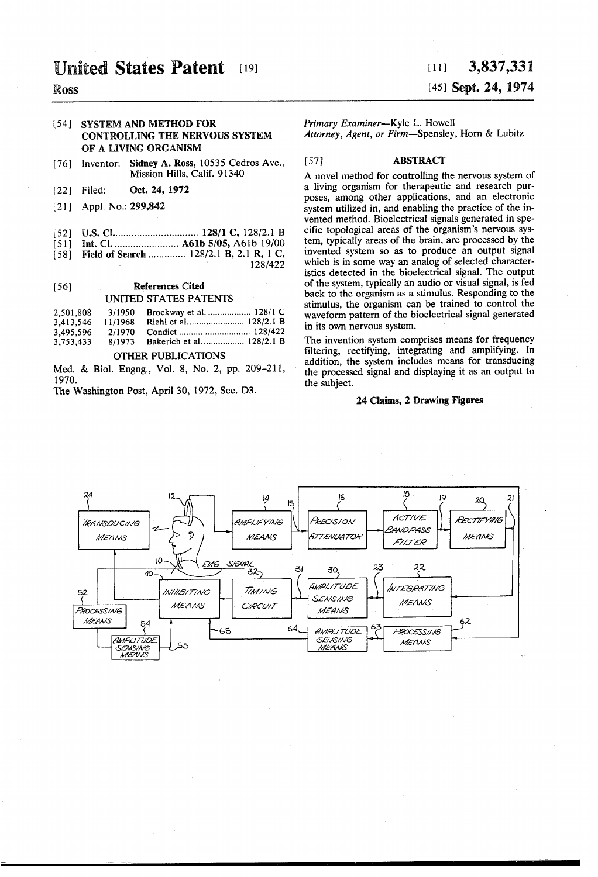# United States Patent [19]

**Ross**

[11] **3,837,331**

[45] **Sept. 24, 1974**

[54] **SYSTEM AND METHOD FOR CONTROLLING THE NERVOUS SYSTEM OF A LIVING ORGANISM**

[76] Inventor: **Sidney A. Ross**, 10535 Cedros Ave., Mission Hills, Calif. 91340

[22] Filed: **Oct. 24, 1972**

[21] Appl. No.: **299,842**

[52] **U.S. Cl.** ................................ **128/1 C,** 128/2.1 B

[51] **Int. Cl.** ......................... **A61b 5/05,** A61b 19/00

[58] **Field of Search** .............. 128/2.1 B, 2.1 R, 1 C, 128/422

[56] **References Cited**

UNITED STATES PATENTS

| | | | |
|---|---|---|---|
| 2,501,808 | 3/1950 | Brockway et al. | 128/1 C |
| 3,413,546 | 11/1968 | Riehl et al. | 128/2.1 B |
| 3,495,596 | 2/1970 | Condict | 128/422 |
| 3,753,433 | 8/1973 | Bakerich et al. | 128/2.1 B |

OTHER PUBLICATIONS

Med. & Biol. Engng., Vol. 8, No. 2, pp. 209–211, 1970.

The Washington Post, April 30, 1972, Sec. D3.

*Primary Examiner*—Kyle L. Howell

*Attorney, Agent, or Firm*—Spensley, Horn & Lubitz

[57] **ABSTRACT**

A novel method for controlling the nervous system of a living organism for therapeutic and research purposes, among other applications, and an electronic system utilized in, and enabling the practice of the invented method. Bioelectrical signals generated in specific topological areas of the organism's nervous system, typically areas of the brain, are processed by the invented system so as to produce an output signal which is in some way an analog of selected characteristics detected in the bioelectrical signal. The output of the system, typically an audio or visual signal, is fed back to the organism as a stimulus. Responding to the stimulus, the organism can be trained to control the waveform pattern of the bioelectrical signal generated in its own nervous system.

The invention system comprises means for frequency filtering, rectifying, integrating and amplifying. In addition, the system includes means for transducing the processed signal and displaying it as an output to the subject.

**24 Claims, 2 Drawing Figures**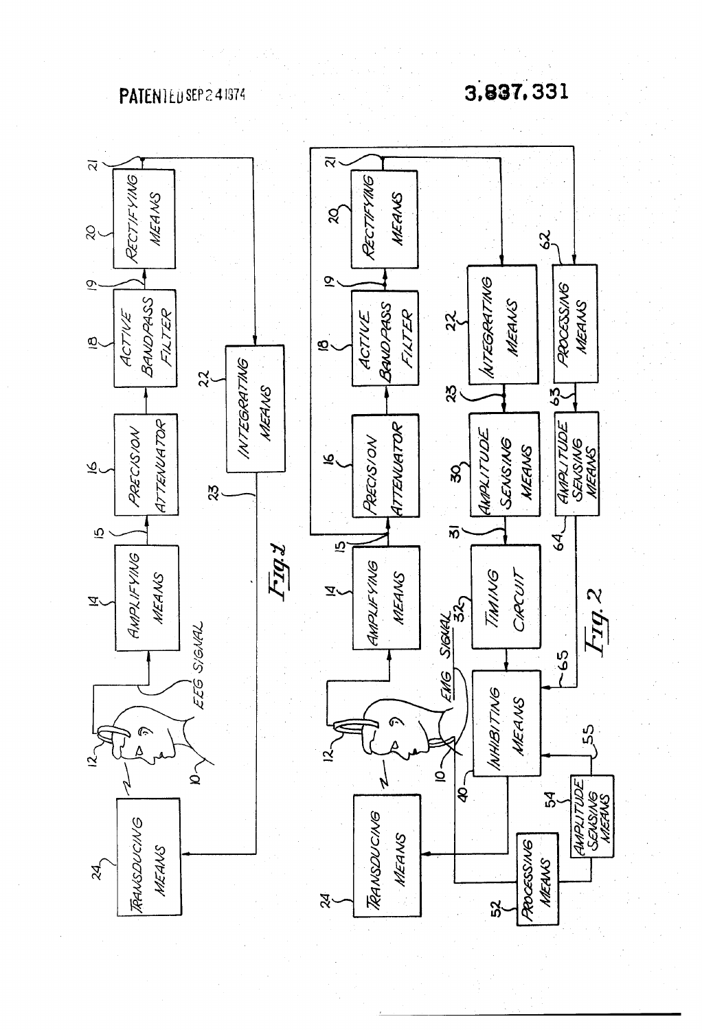Fig. 1

- 12
- 2
- 10 — EEG SIGNAL
- 14 — AMPLIFYING MEANS
- 15
- 16 — PRECISION ATTENUATOR
- 18 — ACTIVE BANDPASS FILTER
- 19
- 20 — RECTIFYING MEANS
- 21
- 22 — INTEGRATING MEANS
- 23
- 24 — TRANSDUCING MEANS

Fig. 2

- 12
- 2
- 10 — EMG SIGNAL
- 14 — AMPLIFYING MEANS
- 15
- 16 — PRECISION ATTENUATOR
- 18 — ACTIVE BANDPASS FILTER
- 19
- 20 — RECTIFYING MEANS
- 21
- 22 — INTEGRATING MEANS
- 23
- 30 — AMPLITUDE SENSING MEANS
- 31
- 32 — TIMING CIRCUIT
- 40 — INHIBITING MEANS
- 24 — TRANSDUCING MEANS
- 52 — PROCESSING MEANS
- 54 — AMPLITUDE SENSING MEANS
- 55
- 62 — PROCESSING MEANS
- 63
- 64 — AMPLITUDE SENSING MEANS
- 65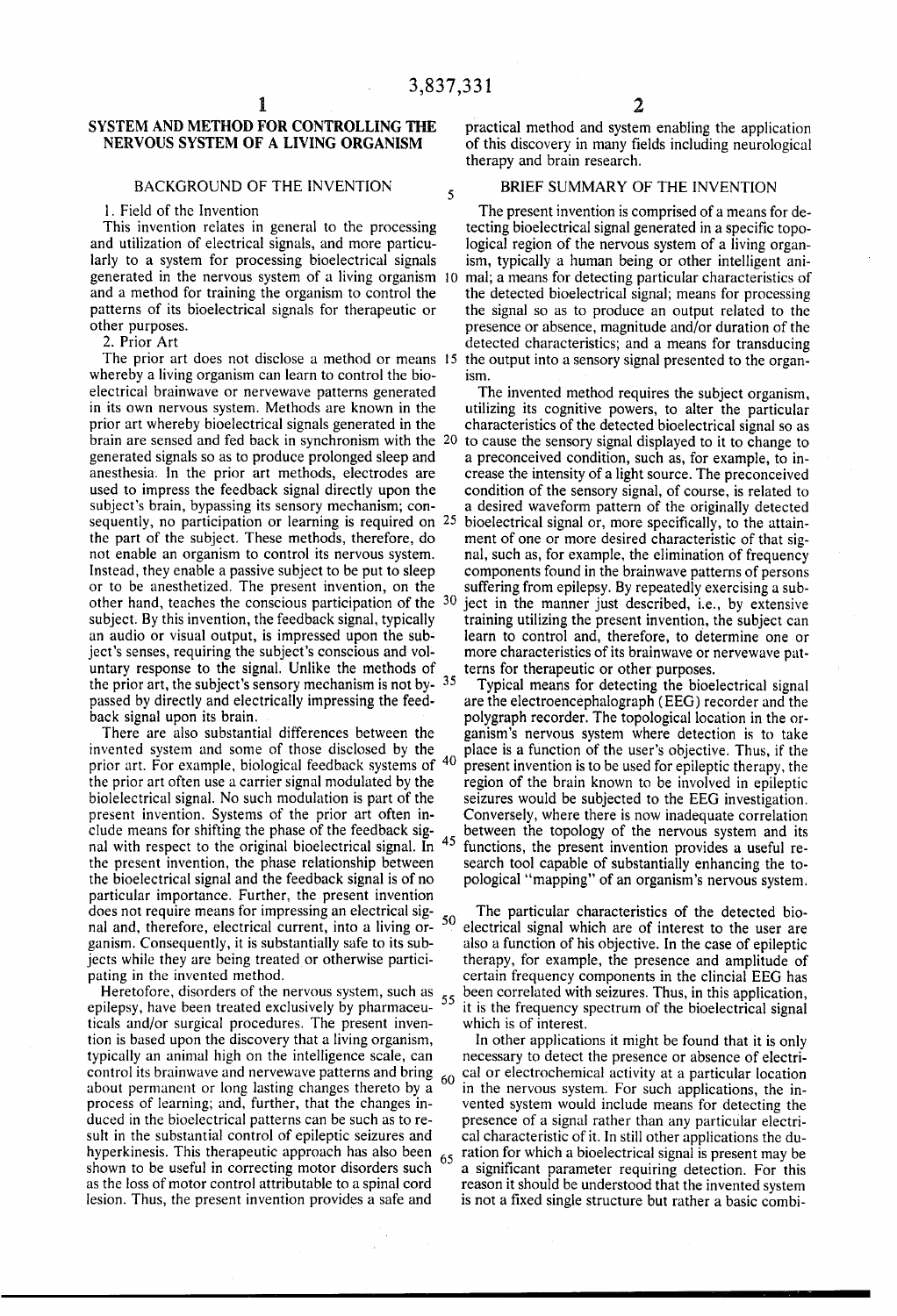# SYSTEM AND METHOD FOR CONTROLLING THE NERVOUS SYSTEM OF A LIVING ORGANISM

## BACKGROUND OF THE INVENTION

1. Field of the Invention

This invention relates in general to the processing and utilization of electrical signals, and more particularly to a system for processing bioelectrical signals generated in the nervous system of a living organism and a method for training the organism to control the patterns of its bioelectrical signals for therapeutic or other purposes.

2. Prior Art

The prior art does not disclose a method or means whereby a living organism can learn to control the bioelectrical brainwave or nervewave patterns generated in its own nervous system. Methods are known in the prior art whereby bioelectrical signals generated in the brain are sensed and fed back in synchronism with the generated signals so as to produce prolonged sleep and anesthesia. In the prior art methods, electrodes are used to impress the feedback signal directly upon the subject's brain, bypassing its sensory mechanism; consequently, no participation or learning is required on the part of the subject. These methods, therefore, do not enable an organism to control its nervous system. Instead, they enable a passive subject to be put to sleep or to be anesthetized. The present invention, on the other hand, teaches the conscious participation of the subject. By this invention, the feedback signal, typically an audio or visual output, is impressed upon the subject's senses, requiring the subject's conscious and voluntary response to the signal. Unlike the methods of the prior art, the subject's sensory mechanism is not bypassed by directly and electrically impressing the feedback signal upon its brain.

There are also substantial differences between the invented system and some of those disclosed by the prior art. For example, biological feedback systems of the prior art often use a carrier signal modulated by the biolelectrical signal. No such modulation is part of the present invention. Systems of the prior art often include means for shifting the phase of the feedback signal with respect to the original bioelectrical signal. In the present invention, the phase relationship between the bioelectrical signal and the feedback signal is of no particular importance. Further, the present invention does not require means for impressing an electrical signal and, therefore, electrical current, into a living organism. Consequently, it is substantially safe to its subjects while they are being treated or otherwise participating in the invented method.

Heretofore, disorders of the nervous system, such as epilepsy, have been treated exclusively by pharmaceuticals and/or surgical procedures. The present invention is based upon the discovery that a living organism, typically an animal high on the intelligence scale, can control its brainwave and nervewave patterns and bring about permanent or long lasting changes thereto by a process of learning; and, further, that the changes induced in the bioelectrical patterns can be such as to result in the substantial control of epileptic seizures and hyperkinesis. This therapeutic approach has also been shown to be useful in correcting motor disorders such as the loss of motor control attributable to a spinal cord lesion. Thus, the present invention provides a safe and practical method and system enabling the application of this discovery in many fields including neurological therapy and brain research.

## BRIEF SUMMARY OF THE INVENTION

The present invention is comprised of a means for detecting bioelectrical signal generated in a specific topological region of the nervous system of a living organism, typically a human being or other intelligent animal; a means for detecting particular characteristics of the detected bioelectrical signal; means for processing the signal so as to produce an output related to the presence or absence, magnitude and/or duration of the detected characteristics; and a means for transducing the output into a sensory signal presented to the organism.

The invented method requires the subject organism, utilizing its cognitive powers, to alter the particular characteristics of the detected bioelectrical signal so as to cause the sensory signal displayed to it to change to a preconceived condition, such as, for example, to increase the intensity of a light source. The preconceived condition of the sensory signal, of course, is related to a desired waveform pattern of the originally detected bioelectrical signal or, more specifically, to the attainment of one or more desired characteristic of that signal, such as, for example, the elimination of frequency components found in the brainwave patterns of persons suffering from epilepsy. By repeatedly exercising a subject in the manner just described, i.e., by extensive training utilizing the present invention, the subject can learn to control and, therefore, to determine one or more characteristics of its brainwave or nervewave patterns for therapeutic or other purposes.

Typical means for detecting the bioelectrical signal are the electroencephalograph (EEG) recorder and the polygraph recorder. The topological location in the organism's nervous system where detection is to take place is a function of the user's objective. Thus, if the present invention is to be used for epileptic therapy, the region of the brain known to be involved in epileptic seizures would be subjected to the EEG investigation. Conversely, where there is now inadequate correlation between the topology of the nervous system and its functions, the present invention provides a useful research tool capable of substantially enhancing the topological "mapping" of an organism's nervous system.

The particular characteristics of the detected bioelectrical signal which are of interest to the user are also a function of his objective. In the case of epileptic therapy, for example, the presence and amplitude of certain frequency components in the clincial EEG has been correlated with seizures. Thus, in this application, it is the frequency spectrum of the bioelectrical signal which is of interest.

In other applications it might be found that it is only necessary to detect the presence or absence of electrical or electrochemical activity at a particular location in the nervous system. For such applications, the invented system would include means for detecting the presence of a signal rather than any particular electrical characteristic of it. In still other applications the duration for which a bioelectrical signal is present may be a significant parameter requiring detection. For this reason it should be understood that the invented system is not a fixed single structure but rather a basic combi-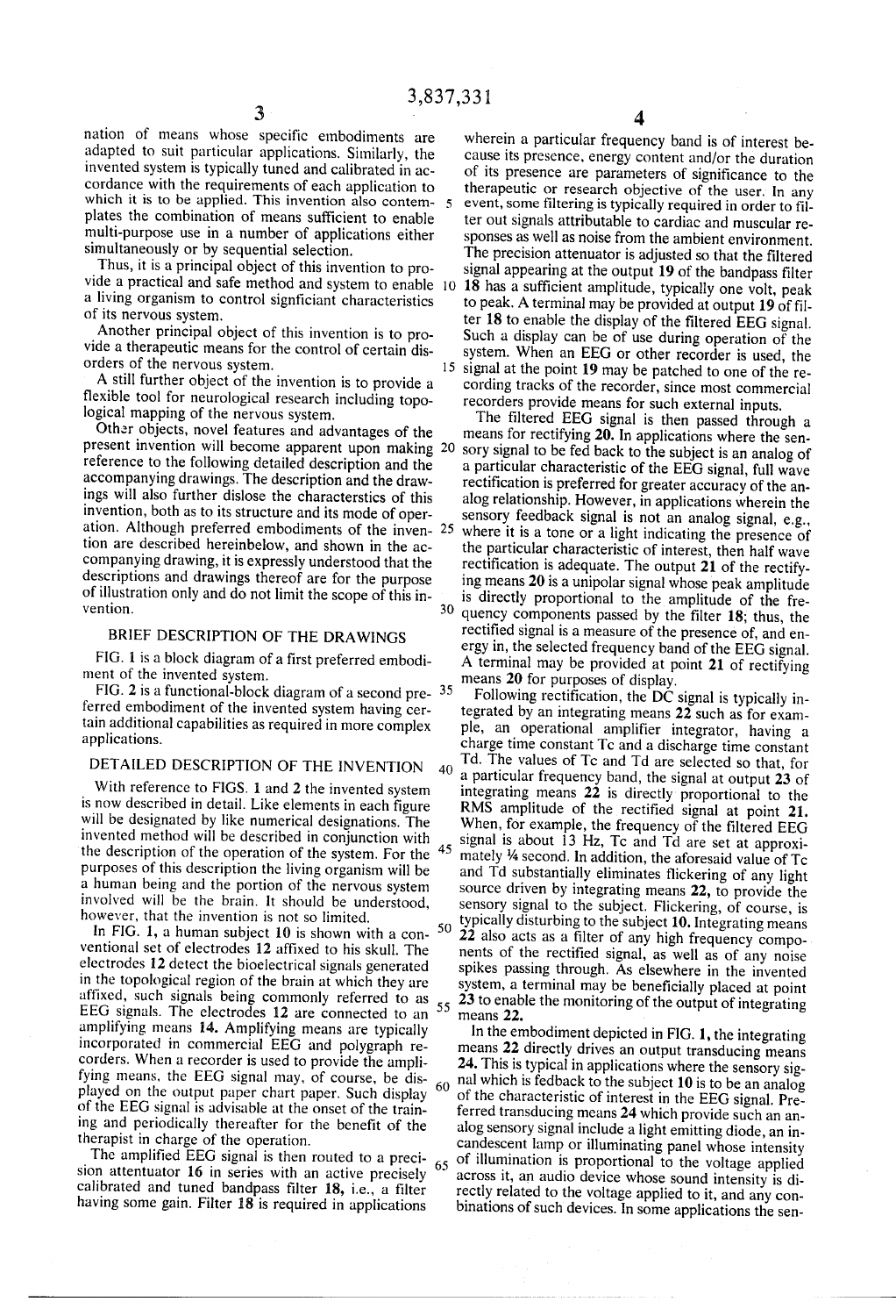nation of means whose specific embodiments are adapted to suit particular applications. Similarly, the invented system is typically tuned and calibrated in accordance with the requirements of each application to which it is to be applied. This invention also contemplates the combination of means sufficient to enable multi-purpose use in a number of applications either simultaneously or by sequential selection.

Thus, it is a principal object of this invention to provide a practical and safe method and system to enable a living organism to control signficiant characteristics of its nervous system.

Another principal object of this invention is to provide a therapeutic means for the control of certain disorders of the nervous system.

A still further object of the invention is to provide a flexible tool for neurological research including topological mapping of the nervous system.

Other objects, novel features and advantages of the present invention will become apparent upon making reference to the following detailed description and the accompanying drawings. The description and the drawings will also further dislose the characterstics of this invention, both as to its structure and its mode of operation. Although preferred embodiments of the invention are described hereinbelow, and shown in the accompanying drawing, it is expressly understood that the descriptions and drawings thereof are for the purpose of illustration only and do not limit the scope of this invention.

## BRIEF DESCRIPTION OF THE DRAWINGS

FIG. 1 is a block diagram of a first preferred embodiment of the invented system.

FIG. 2 is a functional-block diagram of a second preferred embodiment of the invented system having certain additional capabilities as required in more complex applications.

## DETAILED DESCRIPTION OF THE INVENTION

With reference to FIGS. 1 and 2 the invented system is now described in detail. Like elements in each figure will be designated by like numerical designations. The invented method will be described in conjunction with the description of the operation of the system. For the purposes of this description the living organism will be a human being and the portion of the nervous system involved will be the brain. It should be understood, however, that the invention is not so limited.

In FIG. 1, a human subject 10 is shown with a conventional set of electrodes 12 affixed to his skull. The electrodes 12 detect the bioelectrical signals generated in the topological region of the brain at which they are affixed, such signals being commonly referred to as EEG signals. The electrodes 12 are connected to an amplifying means 14. Amplifying means are typically incorporated in commercial EEG and polygraph recorders. When a recorder is used to provide the amplifying means, the EEG signal may, of course, be displayed on the output paper chart paper. Such display of the EEG signal is advisable at the onset of the training and periodically thereafter for the benefit of the therapist in charge of the operation.

The amplified EEG signal is then routed to a precision attentuator 16 in series with an active precisely calibrated and tuned bandpass filter 18, i.e., a filter having some gain. Filter 18 is required in applications wherein a particular frequency band is of interest because its presence, energy content and/or the duration of its presence are parameters of significance to the therapeutic or research objective of the user. In any event, some filtering is typically required in order to filter out signals attributable to cardiac and muscular responses as well as noise from the ambient environment. The precision attenuator is adjusted so that the filtered signal appearing at the output 19 of the bandpass filter 18 has a sufficient amplitude, typically one volt, peak to peak. A terminal may be provided at output 19 of filter 18 to enable the display of the filtered EEG signal. Such a display can be of use during operation of the system. When an EEG or other recorder is used, the signal at the point 19 may be patched to one of the recording tracks of the recorder, since most commercial recorders provide means for such external inputs.

The filtered EEG signal is then passed through a means for rectifying 20. In applications where the sensory signal to be fed back to the subject is an analog of a particular characteristic of the EEG signal, full wave rectification is preferred for greater accuracy of the analog relationship. However, in applications wherein the sensory feedback signal is not an analog signal, e.g., where it is a tone or a light indicating the presence of the particular characteristic of interest, then half wave rectification is adequate. The output 21 of the rectifying means 20 is a unipolar signal whose peak amplitude is directly proportional to the amplitude of the frequency components passed by the filter 18; thus, the rectified signal is a measure of the presence of, and energy in, the selected frequency band of the EEG signal. A terminal may be provided at point 21 of rectifying means 20 for purposes of display.

Following rectification, the DC signal is typically integrated by an integrating means 22 such as for example, an operational amplifier integrator, having a charge time constant Tc and a discharge time constant Td. The values of Tc and Td are selected so that, for a particular frequency band, the signal at output 23 of integrating means 22 is directly proportional to the RMS amplitude of the rectified signal at point 21. When, for example, the frequency of the filtered EEG signal is about 13 Hz, Tc and Td are set at approximately ¼ second. In addition, the aforesaid value of Tc and Td substantially eliminates flickering of any light source driven by integrating means 22, to provide the sensory signal to the subject. Flickering, of course, is typically disturbing to the subject 10. Integrating means 22 also acts as a filter of any high frequency components of the rectified signal, as well as of any noise spikes passing through. As elsewhere in the invented system, a terminal may be beneficially placed at point 23 to enable the monitoring of the output of integrating means 22.

In the embodiment depicted in FIG. 1, the integrating means 22 directly drives an output transducing means 24. This is typical in applications where the sensory signal which is fedback to the subject 10 is to be an analog of the characteristic of interest in the EEG signal. Preferred transducing means 24 which provide such an analog sensory signal include a light emitting diode, an incandescent lamp or illuminating panel whose intensity of illumination is proportional to the voltage applied across it, an audio device whose sound intensity is directly related to the voltage applied to it, and any combinations of such devices. In some applications the sen-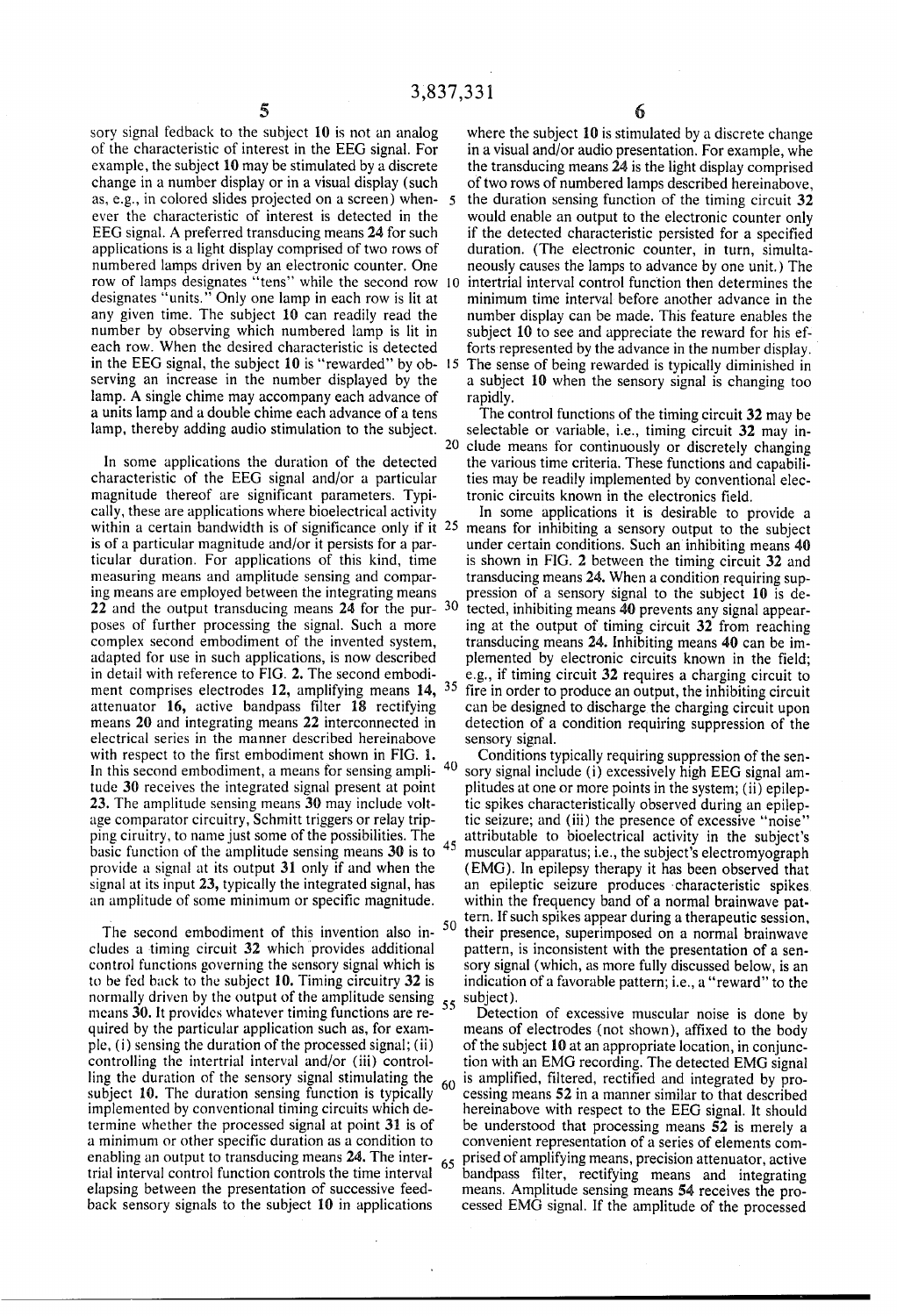sory signal fedback to the subject **10** is not an analog of the characteristic of interest in the EEG signal. For example, the subject **10** may be stimulated by a discrete change in a number display or in a visual display (such as, e.g., in colored slides projected on a screen) whenever the characteristic of interest is detected in the EEG signal. A preferred transducing means **24** for such applications is a light display comprised of two rows of numbered lamps driven by an electronic counter. One row of lamps designates "tens" while the second row designates "units." Only one lamp in each row is lit at any given time. The subject **10** can readily read the number by observing which numbered lamp is lit in each row. When the desired characteristic is detected in the EEG signal, the subject **10** is "rewarded" by observing an increase in the number displayed by the lamp. A single chime may accompany each advance of a units lamp and a double chime each advance of a tens lamp, thereby adding audio stimulation to the subject.

In some applications the duration of the detected characteristic of the EEG signal and/or a particular magnitude thereof are significant parameters. Typically, these are applications where bioelectrical activity within a certain bandwidth is of significance only if it is of a particular magnitude and/or it persists for a particular duration. For applications of this kind, time measuring means and amplitude sensing and comparing means are employed between the integrating means **22** and the output transducing means **24** for the purposes of further processing the signal. Such a more complex second embodiment of the invented system, adapted for use in such applications, is now described in detail with reference to FIG. **2.** The second embodiment comprises electrodes **12,** amplifying means **14,** attenuator **16,** active bandpass filter **18** rectifying means **20** and integrating means **22** interconnected in electrical series in the manner described hereinabove with respect to the first embodiment shown in FIG. **1.** In this second embodiment, a means for sensing amplitude **30** receives the integrated signal present at point **23.** The amplitude sensing means **30** may include voltage comparator circuitry, Schmitt triggers or relay tripping ciruitry, to name just some of the possibilities. The basic function of the amplitude sensing means **30** is to provide a signal at its output **31** only if and when the signal at its input **23,** typically the integrated signal, has an amplitude of some minimum or specific magnitude.

The second embodiment of this invention also includes a timing circuit **32** which provides additional control functions governing the sensory signal which is to be fed back to the subject **10.** Timing circuitry **32** is normally driven by the output of the amplitude sensing means **30.** It provides whatever timing functions are required by the particular application such as, for example, (i) sensing the duration of the processed signal; (ii) controlling the intertrial interval and/or (iii) controlling the duration of the sensory signal stimulating the subject **10.** The duration sensing function is typically implemented by conventional timing circuits which determine whether the processed signal at point **31** is of a minimum or other specific duration as a condition to enabling an output to transducing means **24.** The intertrial interval control function controls the time interval elapsing between the presentation of successive feedback sensory signals to the subject **10** in applications where the subject **10** is stimulated by a discrete change in a visual and/or audio presentation. For example, whe the transducing means **24** is the light display comprised of two rows of numbered lamps described hereinabove, the duration sensing function of the timing circuit **32** would enable an output to the electronic counter only if the detected characteristic persisted for a specified duration. (The electronic counter, in turn, simultaneously causes the lamps to advance by one unit.) The intertrial interval control function then determines the minimum time interval before another advance in the number display can be made. This feature enables the subject **10** to see and appreciate the reward for his efforts represented by the advance in the number display. The sense of being rewarded is typically diminished in a subject **10** when the sensory signal is changing too rapidly.

The control functions of the timing circuit **32** may be selectable or variable, i.e., timing circuit **32** may include means for continuously or discretely changing the various time criteria. These functions and capabilities may be readily implemented by conventional electronic circuits known in the electronics field.

In some applications it is desirable to provide a means for inhibiting a sensory output to the subject under certain conditions. Such an inhibiting means **40** is shown in FIG. **2** between the timing circuit **32** and transducing means **24.** When a condition requiring suppression of a sensory signal to the subject **10** is detected, inhibiting means **40** prevents any signal appearing at the output of timing circuit **32** from reaching transducing means **24.** Inhibiting means **40** can be implemented by electronic circuits known in the field; e.g., if timing circuit **32** requires a charging circuit to fire in order to produce an output, the inhibiting circuit can be designed to discharge the charging circuit upon detection of a condition requiring suppression of the sensory signal.

Conditions typically requiring suppression of the sensory signal include (i) excessively high EEG signal amplitudes at one or more points in the system; (ii) epileptic spikes characteristically observed during an epileptic seizure; and (iii) the presence of excessive "noise" attributable to bioelectrical activity in the subject's muscular apparatus; i.e., the subject's electromyograph (EMG). In epilepsy therapy it has been observed that an epileptic seizure produces characteristic spikes within the frequency band of a normal brainwave pattern. If such spikes appear during a therapeutic session, their presence, superimposed on a normal brainwave pattern, is inconsistent with the presentation of a sensory signal (which, as more fully discussed below, is an indication of a favorable pattern; i.e., a "reward" to the subject).

Detection of excessive muscular noise is done by means of electrodes (not shown), affixed to the body of the subject **10** at an appropriate location, in conjunction with an EMG recording. The detected EMG signal is amplified, filtered, rectified and integrated by processing means **52** in a manner similar to that described hereinabove with respect to the EEG signal. It should be understood that processing means **52** is merely a convenient representation of a series of elements comprised of amplifying means, precision attenuator, active bandpass filter, rectifying means and integrating means. Amplitude sensing means **54** receives the processed EMG signal. If the amplitude of the processed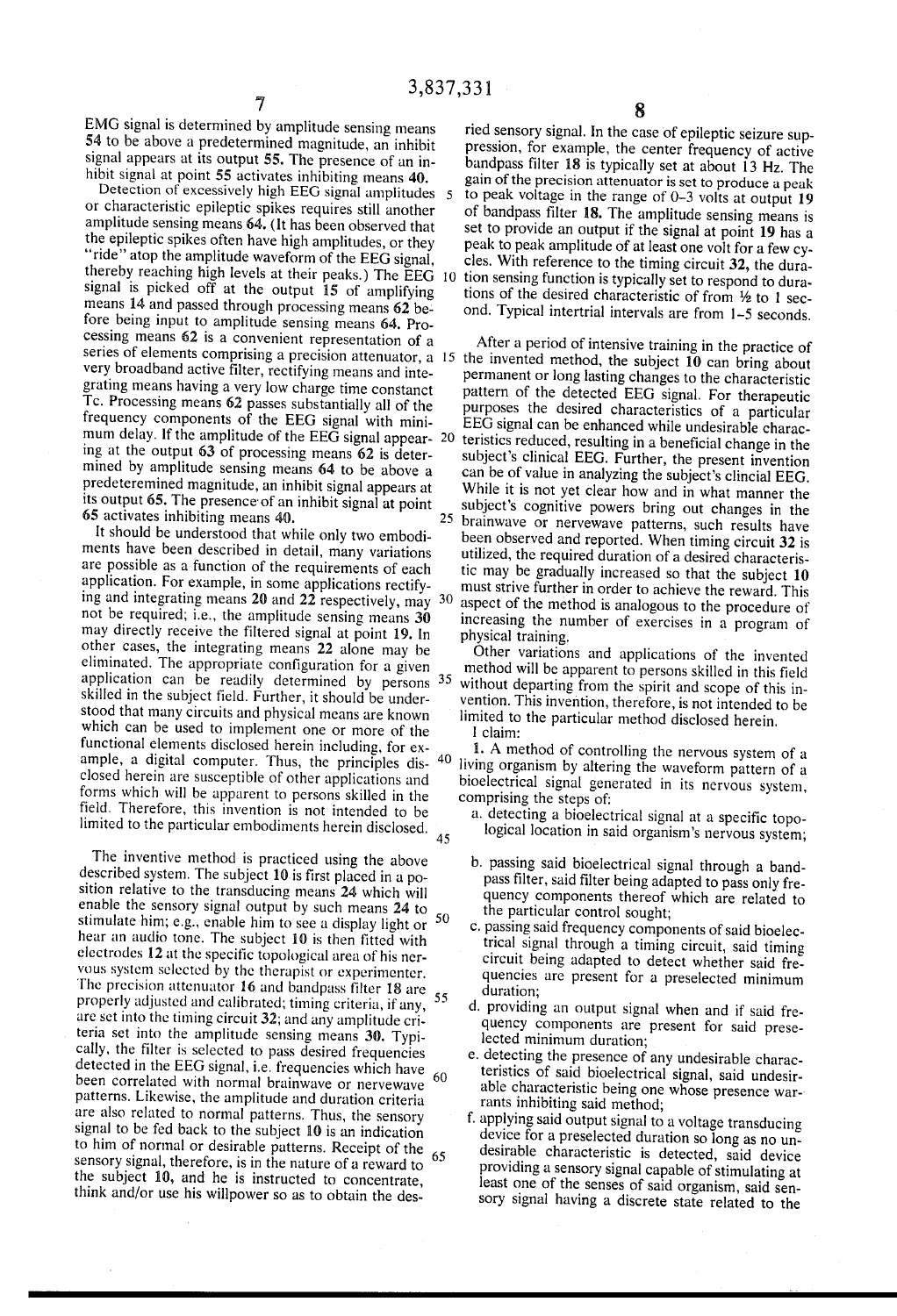EMG signal is determined by amplitude sensing means 54 to be above a predetermined magnitude, an inhibit signal appears at its output 55. The presence of an inhibit signal at point 55 activates inhibiting means 40.

Detection of excessively high EEG signal amplitudes or characteristic epileptic spikes requires still another amplitude sensing means 64. (It has been observed that the epileptic spikes often have high amplitudes, or they "ride" atop the amplitude waveform of the EEG signal, thereby reaching high levels at their peaks.) The EEG signal is picked off at the output 15 of amplifying means 14 and passed through processing means 62 before being input to amplitude sensing means 64. Processing means 62 is a convenient representation of a series of elements comprising a precision attenuator, a very broadband active filter, rectifying means and integrating means having a very low charge time constant Tc. Processing means 62 passes substantially all of the frequency components of the EEG signal with minimum delay. If the amplitude of the EEG signal appearing at the output 63 of processing means 62 is determined by amplitude sensing means 64 to be above a predeteremined magnitude, an inhibit signal appears at its output 65. The presence of an inhibit signal at point 65 activates inhibiting means 40.

It should be understood that while only two embodiments have been described in detail, many variations are possible as a function of the requirements of each application. For example, in some applications rectifying and integrating means 20 and 22 respectively, may not be required; i.e., the amplitude sensing means 30 may directly receive the filtered signal at point 19. In other cases, the integrating means 22 alone may be eliminated. The appropriate configuration for a given application can be readily determined by persons skilled in the subject field. Further, it should be understood that many circuits and physical means are known which can be used to implement one or more of the functional elements disclosed herein including, for example, a digital computer. Thus, the principles disclosed herein are susceptible of other applications and forms which will be apparent to persons skilled in the field. Therefore, this invention is not intended to be limited to the particular embodiments herein disclosed.

The inventive method is practiced using the above described system. The subject 10 is first placed in a position relative to the transducing means 24 which will enable the sensory signal output by such means 24 to stimulate him; e.g., enable him to see a display light or hear an audio tone. The subject 10 is then fitted with electrodes 12 at the specific topological area of his nervous system selected by the therapist or experimenter. The precision attenuator 16 and bandpass filter 18 are properly adjusted and calibrated; timing criteria, if any, are set into the timing circuit 32; and any amplitude criteria set into the amplitude sensing means 30. Typically, the filter is selected to pass desired frequencies detected in the EEG signal, i.e. frequencies which have been correlated with normal brainwave or nervewave patterns. Likewise, the amplitude and duration criteria are also related to normal patterns. Thus, the sensory signal to be fed back to the subject 10 is an indication to him of normal or desirable patterns. Receipt of the sensory signal, therefore, is in the nature of a reward to the subject 10, and he is instructed to concentrate, think and/or use his willpower so as to obtain the desried sensory signal. In the case of epileptic seizure suppression, for example, the center frequency of active bandpass filter 18 is typically set at about 13 Hz. The gain of the precision attenuator is set to produce a peak to peak voltage in the range of 0–3 volts at output 19 of bandpass filter 18. The amplitude sensing means is set to provide an output if the signal at point 19 has a peak to peak amplitude of at least one volt for a few cycles. With reference to the timing circuit 32, the duration sensing function is typically set to respond to durations of the desired characteristic of from ½ to 1 second. Typical intertrial intervals are from 1–5 seconds.

After a period of intensive training in the practice of the invented method, the subject 10 can bring about permanent or long lasting changes to the characteristic pattern of the detected EEG signal. For therapeutic purposes the desired characteristics of a particular EEG signal can be enhanced while undesirable characteristics reduced, resulting in a beneficial change in the subject's clinical EEG. Further, the present invention can be of value in analyzing the subject's clincial EEG. While it is not yet clear how and in what manner the subject's cognitive powers bring out changes in the brainwave or nervewave patterns, such results have been observed and reported. When timing circuit 32 is utilized, the required duration of a desired characteristic may be gradually increased so that the subject 10 must strive further in order to achieve the reward. This aspect of the method is analogous to the procedure of increasing the number of exercises in a program of physical training.

Other variations and applications of the invented method will be apparent to persons skilled in this field without departing from the spirit and scope of this invention. This invention, therefore, is not intended to be limited to the particular method disclosed herein.

I claim:

1. A method of controlling the nervous system of a living organism by altering the waveform pattern of a bioelectrical signal generated in its nervous system, comprising the steps of:

a. detecting a bioelectrical signal at a specific topological location in said organism's nervous system;

b. passing said bioelectrical signal through a bandpass filter, said filter being adapted to pass only frequency components thereof which are related to the particular control sought;

c. passing said frequency components of said bioelectrical signal through a timing circuit, said timing circuit being adapted to detect whether said frequencies are present for a preselected minimum duration;

d. providing an output signal when and if said frequency components are present for said preselected minimum duration;

e. detecting the presence of any undesirable characteristics of said bioelectrical signal, said undesirable characteristic being one whose presence warrants inhibiting said method;

f. applying said output signal to a voltage transducing device for a preselected duration so long as no undesirable characteristic is detected, said device providing a sensory signal capable of stimulating at least one of the senses of said organism, said sensory signal having a discrete state related to the